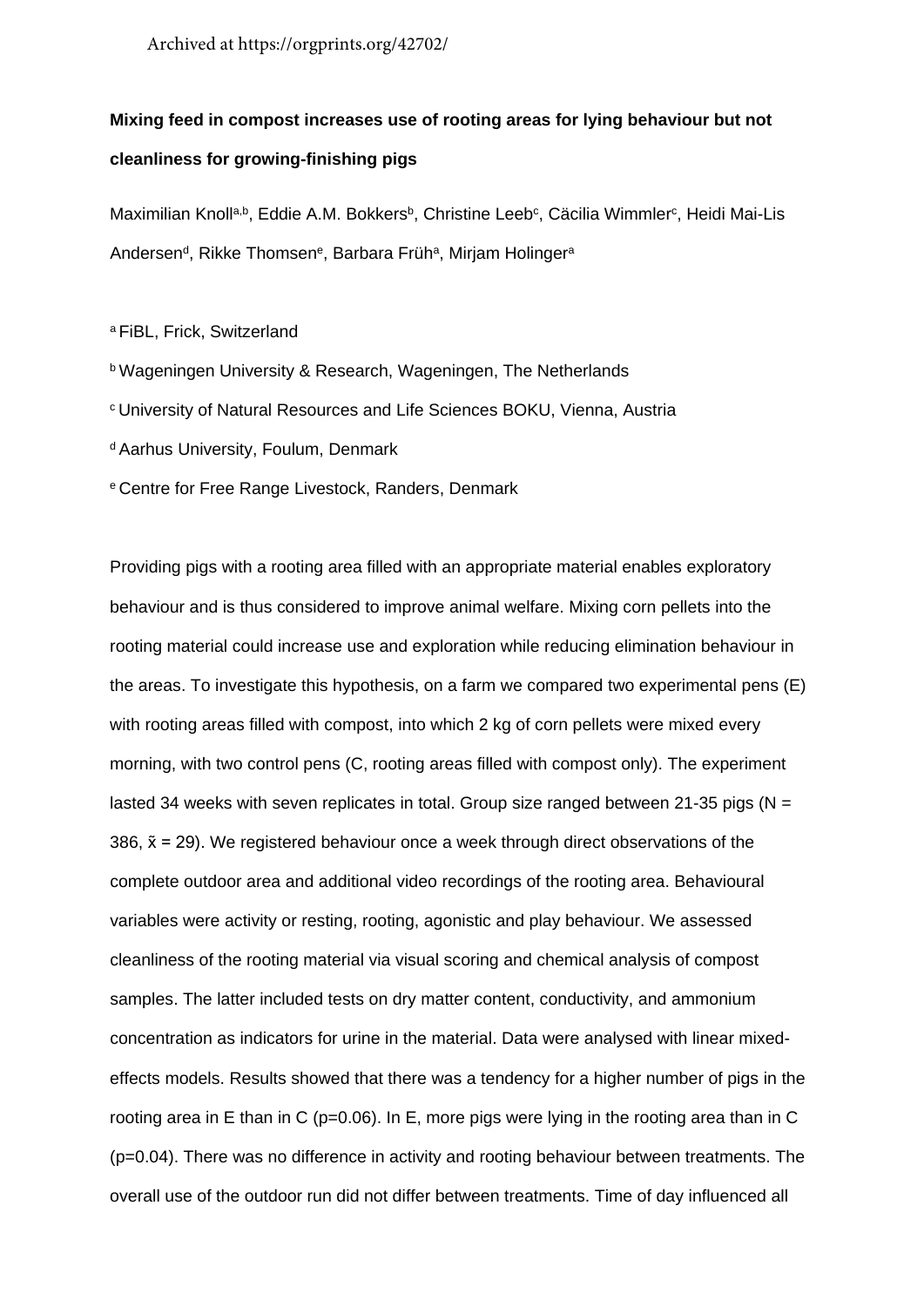Archived at https://orgprints.org/42702/

**Mixing feed in compost increases use of rooting areas for lying behaviour but not cleanliness for growing-finishing pigs**

Maximilian Knoll[a,b], Eddie A.M. Bokkers[b], Christine Leeb[c], Cäcilia Wimmler[c], Heidi Mai-Lis Andersen[d], Rikke Thomsen[e], Barbara Früh[a], Mirjam Holinger[a]

[a] FiBL, Frick, Switzerland

[b] Wageningen University & Research, Wageningen, The Netherlands

[c] University of Natural Resources and Life Sciences BOKU, Vienna, Austria

[d] Aarhus University, Foulum, Denmark

[e] Centre for Free Range Livestock, Randers, Denmark

Providing pigs with a rooting area filled with an appropriate material enables exploratory behaviour and is thus considered to improve animal welfare. Mixing corn pellets into the rooting material could increase use and exploration while reducing elimination behaviour in the areas. To investigate this hypothesis, on a farm we compared two experimental pens (E) with rooting areas filled with compost, into which 2 kg of corn pellets were mixed every morning, with two control pens (C, rooting areas filled with compost only). The experiment lasted 34 weeks with seven replicates in total. Group size ranged between 21-35 pigs (N = 386, $\tilde{x}$ = 29). We registered behaviour once a week through direct observations of the complete outdoor area and additional video recordings of the rooting area. Behavioural variables were activity or resting, rooting, agonistic and play behaviour. We assessed cleanliness of the rooting material via visual scoring and chemical analysis of compost samples. The latter included tests on dry matter content, conductivity, and ammonium concentration as indicators for urine in the material. Data were analysed with linear mixed-effects models. Results showed that there was a tendency for a higher number of pigs in the rooting area in E than in C ($p$=0.06). In E, more pigs were lying in the rooting area than in C ($p$=0.04). There was no difference in activity and rooting behaviour between treatments. The overall use of the outdoor run did not differ between treatments. Time of day influenced all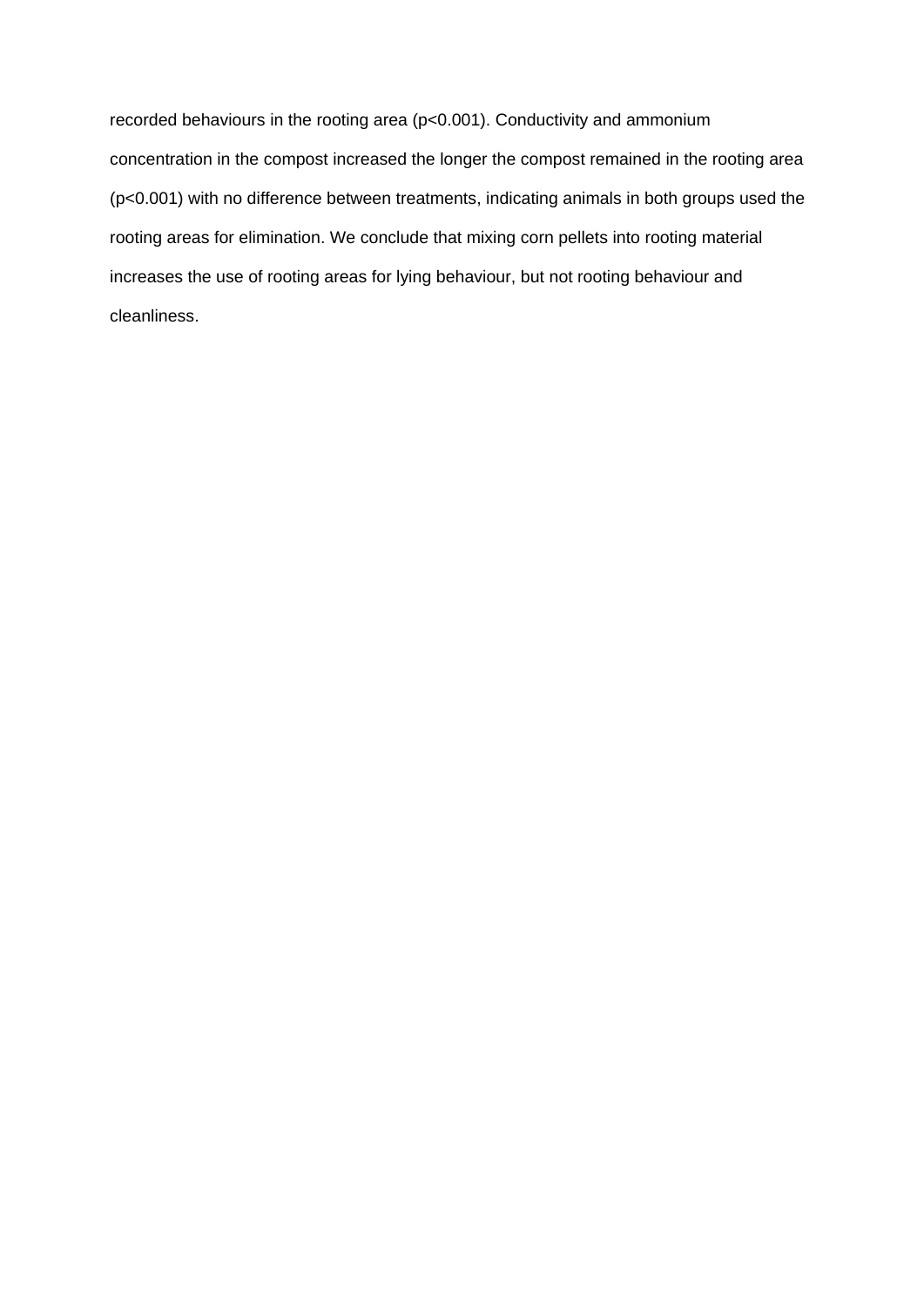recorded behaviours in the rooting area ($p<0.001$). Conductivity and ammonium concentration in the compost increased the longer the compost remained in the rooting area ($p<0.001$) with no difference between treatments, indicating animals in both groups used the rooting areas for elimination. We conclude that mixing corn pellets into rooting material increases the use of rooting areas for lying behaviour, but not rooting behaviour and cleanliness.